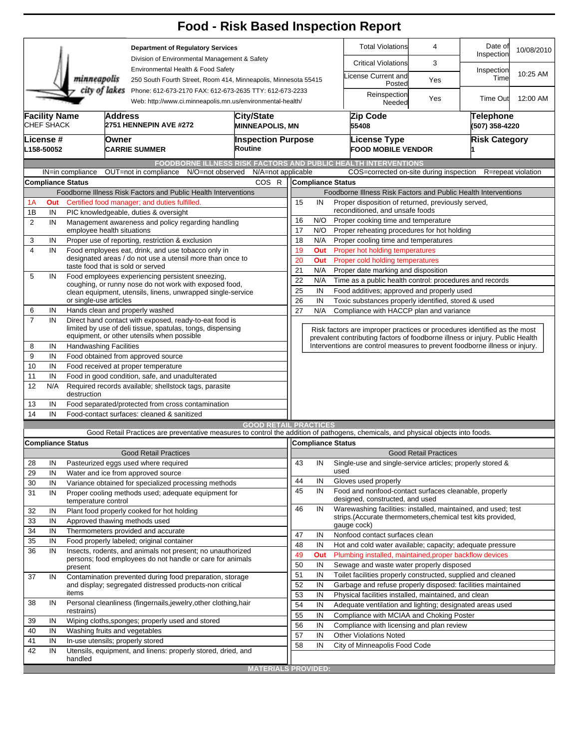# Food - Risk Based Inspection Report

**Department of Regulatory Services**
Division of Environmental Management & Safety
Environmental Health & Food Safety
250 South Fourth Street, Room 414, Minneapolis, Minnesota 55415
Phone: 612-673-2170 FAX: 612-673-2635 TTY: 612-673-2233
Web: http://www.ci.minneapolis.mn.us/environmental-health/

minneapolis city of lakes

| Total Violations | 4 | Date of Inspection | 10/08/2010 |
|---|---|---|---|
| Critical Violations | 3 | Inspection Time | 10:25 AM |
| License Current and Posted | Yes | | |
| Reinspection Needed | Yes | Time Out | 12:00 AM |

| Facility Name | Address | City/State | Zip Code | Telephone |
|---|---|---|---|---|
| CHEF SHACK | 2751 HENNEPIN AVE #272 | MINNEAPOLIS, MN | 55408 | (507) 358-4220 |

| License # | Owner | Inspection Purpose | License Type | Risk Category |
|---|---|---|---|---|
| L158-50052 | CARRIE SUMMER | Routine | FOOD MOBILE VENDOR | 1 |

## FOODBORNE ILLNESS RISK FACTORS AND PUBLIC HEALTH INTERVENTIONS

IN=in compliance OUT=not in compliance N/O=not observed N/A=not applicable COS=corrected on-site during inspection R=repeat violation

| # | Compliance Status | Foodborne Illness Risk Factors and Public Health Interventions | COS | R |
|---|---|---|---|---|
| 1A | Out | Certified food manager; and duties fulfilled. | | |
| 1B | IN | PIC knowledgeable, duties & oversight | | |
| 2 | IN | Management awareness and policy regarding handling employee health situations | | |
| 3 | IN | Proper use of reporting, restriction & exclusion | | |
| 4 | IN | Food employees eat, drink, and use tobacco only in designated areas / do not use a utensil more than once to taste food that is sold or served | | |
| 5 | IN | Food employees experiencing persistent sneezing, coughing, or runny nose do not work with exposed food, clean equipment, utensils, linens, unwrapped single-service or single-use articles | | |
| 6 | IN | Hands clean and properly washed | | |
| 7 | IN | Direct hand contact with exposed, ready-to-eat food is limited by use of deli tissue, spatulas, tongs, dispensing equipment, or other utensils when possible | | |
| 8 | IN | Handwashing Facilities | | |
| 9 | IN | Food obtained from approved source | | |
| 10 | IN | Food received at proper temperature | | |
| 11 | IN | Food in good condition, safe, and unadulterated | | |
| 12 | N/A | Required records available; shellstock tags, parasite destruction | | |
| 13 | IN | Food separated/protected from cross contamination | | |
| 14 | IN | Food-contact surfaces: cleaned & sanitized | | |
| 15 | IN | Proper disposition of returned, previously served, reconditioned, and unsafe foods | | |
| 16 | N/O | Proper cooking time and temperature | | |
| 17 | N/O | Proper reheating procedures for hot holding | | |
| 18 | N/A | Proper cooling time and temperatures | | |
| 19 | Out | Proper hot holding temperatures | | |
| 20 | Out | Proper cold holding temperatures | | |
| 21 | N/A | Proper date marking and disposition | | |
| 22 | N/A | Time as a public health control: procedures and records | | |
| 25 | IN | Food additives; approved and properly used | | |
| 26 | IN | Toxic substances properly identified, stored & used | | |
| 27 | N/A | Compliance with HACCP plan and variance | | |

Risk factors are improper practices or procedures identified as the most prevalent contributing factors of foodborne illness or injury. Public Health Interventions are control measures to prevent foodborne illness or injury.

## GOOD RETAIL PRACTICES

Good Retail Practices are preventative measures to control the addition of pathogens, chemicals, and physical objects into foods.

| # | Compliance Status | Good Retail Practices |
|---|---|---|
| 28 | IN | Pasteurized eggs used where required |
| 29 | IN | Water and ice from approved source |
| 30 | IN | Variance obtained for specialized processing methods |
| 31 | IN | Proper cooling methods used; adequate equipment for temperature control |
| 32 | IN | Plant food properly cooked for hot holding |
| 33 | IN | Approved thawing methods used |
| 34 | IN | Thermometers provided and accurate |
| 35 | IN | Food properly labeled; original container |
| 36 | IN | Insects, rodents, and animals not present; no unauthorized persons; food employees do not handle or care for animals present |
| 37 | IN | Contamination prevented during food preparation, storage and display; segregated distressed products-non critical items |
| 38 | IN | Personal cleanliness (fingernails,jewelry,other clothing,hair restrains) |
| 39 | IN | Wiping cloths,sponges; properly used and stored |
| 40 | IN | Washing fruits and vegetables |
| 41 | IN | In-use utensils; properly stored |
| 42 | IN | Utensils, equipment, and linens: properly stored, dried, and handled |
| 43 | IN | Single-use and single-service articles; properly stored & used |
| 44 | IN | Gloves used properly |
| 45 | IN | Food and nonfood-contact surfaces cleanable, properly designed, constructed, and used |
| 46 | IN | Warewashing facilities: installed, maintained, and used; test strips.(Accurate thermometers,chemical test kits provided, gauge cock) |
| 47 | IN | Nonfood contact surfaces clean |
| 48 | IN | Hot and cold water available; capacity; adequate pressure |
| 49 | Out | Plumbing installed, maintained,proper backflow devices |
| 50 | IN | Sewage and waste water properly disposed |
| 51 | IN | Toilet facilities properly constructed, supplied and cleaned |
| 52 | IN | Garbage and refuse properly disposed: facilities maintained |
| 53 | IN | Physical facilities installed, maintained, and clean |
| 54 | IN | Adequate ventilation and lighting; designated areas used |
| 55 | IN | Compliance with MCIAA and Choking Poster |
| 56 | IN | Compliance with licensing and plan review |
| 57 | IN | Other Violations Noted |
| 58 | IN | City of Minneapolis Food Code |

## MATERIALS PROVIDED: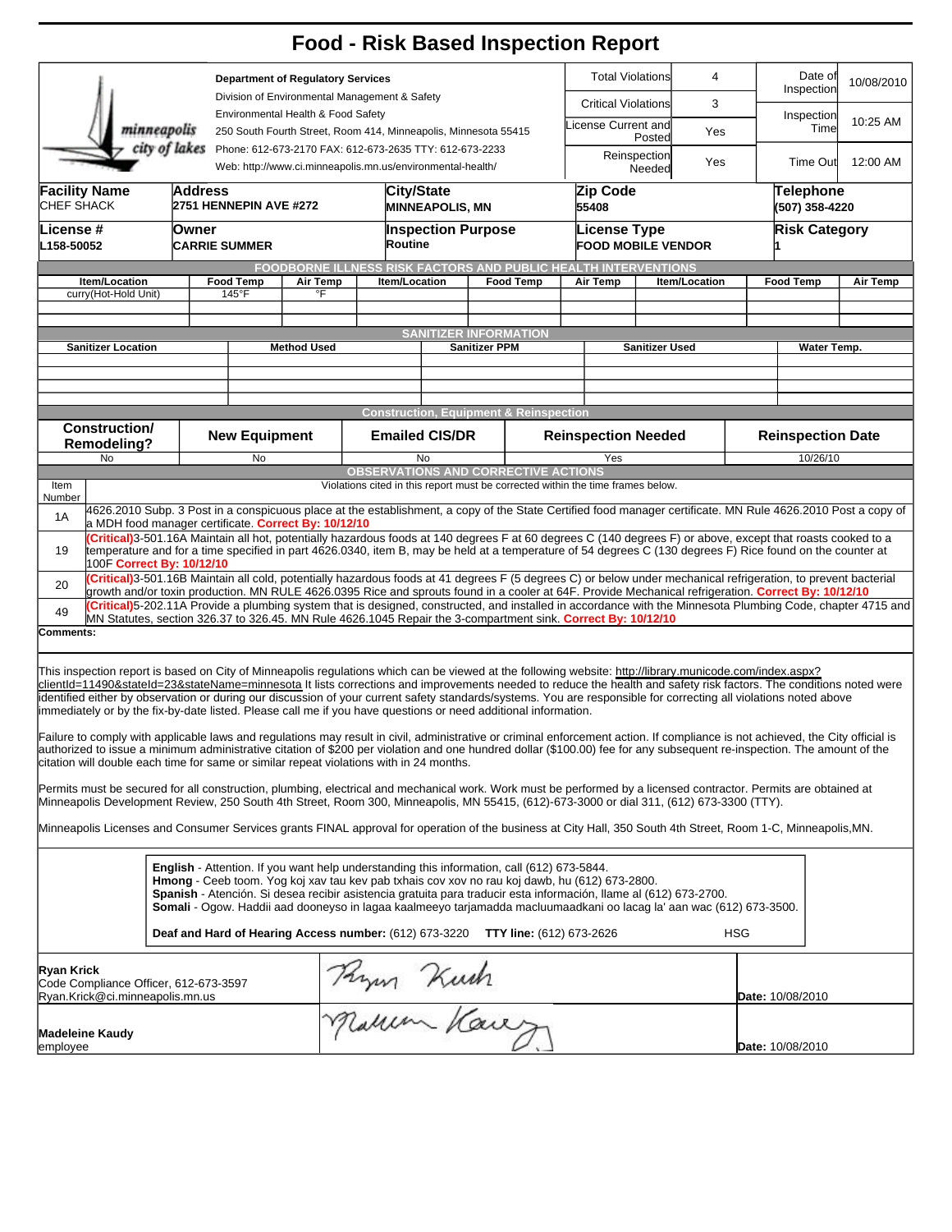# Food - Risk Based Inspection Report

**Department of Regulatory Services**
Division of Environmental Management & Safety
Environmental Health & Food Safety
250 South Fourth Street, Room 414, Minneapolis, Minnesota 55415
Phone: 612-673-2170 FAX: 612-673-2635 TTY: 612-673-2233
Web: http://www.ci.minneapolis.mn.us/environmental-health/

| | | | |
|---|---|---|---|
| Total Violations | 4 | Date of Inspection | 10/08/2010 |
| Critical Violations | 3 | Inspection Time | 10:25 AM |
| License Current and Posted | Yes | | |
| Reinspection Needed | Yes | Time Out | 12:00 AM |

| Facility Name | Address | City/State | Zip Code | Telephone |
|---|---|---|---|---|
| CHEF SHACK | 2751 HENNEPIN AVE #272 | MINNEAPOLIS, MN | 55408 | (507) 358-4220 |

| License # | Owner | Inspection Purpose | License Type | Risk Category |
|---|---|---|---|---|
| L158-50052 | CARRIE SUMMER | Routine | FOOD MOBILE VENDOR | 1 |

**FOODBORNE ILLNESS RISK FACTORS AND PUBLIC HEALTH INTERVENTIONS**

| Item/Location | Food Temp | Air Temp | Item/Location | Food Temp | Air Temp | Item/Location | Food Temp | Air Temp |
|---|---|---|---|---|---|---|---|---|
| curry(Hot-Hold Unit) | 145°F | °F | | | | | | |

**SANITIZER INFORMATION**

| Sanitizer Location | Method Used | Sanitizer PPM | Sanitizer Used | Water Temp. |
|---|---|---|---|---|
| | | | | |

**Construction, Equipment & Reinspection**

| Construction/ Remodeling? | New Equipment | Emailed CIS/DR | Reinspection Needed | Reinspection Date |
|---|---|---|---|---|
| No | No | No | Yes | 10/26/10 |

**OBSERVATIONS AND CORRECTIVE ACTIONS**

| Item Number | Violations cited in this report must be corrected within the time frames below. |
|---|---|
| 1A | 4626.2010 Subp. 3 Post in a conspicuous place at the establishment, a copy of the State Certified food manager certificate. MN Rule 4626.2010 Post a copy of a MDH food manager certificate. **Correct By: 10/12/10** |
| 19 | **(Critical)**3-501.16A Maintain all hot, potentially hazardous foods at 140 degrees F at 60 degrees C (140 degrees F) or above, except that roasts cooked to a temperature and for a time specified in part 4626.0340, item B, may be held at a temperature of 54 degrees C (130 degrees F) Rice found on the counter at 100F **Correct By: 10/12/10** |
| 20 | **(Critical)**3-501.16B Maintain all cold, potentially hazardous foods at 41 degrees F (5 degrees C) or below under mechanical refrigeration, to prevent bacterial growth and/or toxin production. MN RULE 4626.0395 Rice and sprouts found in a cooler at 64F. Provide Mechanical refrigeration. **Correct By: 10/12/10** |
| 49 | **(Critical)**5-202.11A Provide a plumbing system that is designed, constructed, and installed in accordance with the Minnesota Plumbing Code, chapter 4715 and MN Statutes, section 326.37 to 326.45. MN Rule 4626.1045 Repair the 3-compartment sink. **Correct By: 10/12/10** |

**Comments:**

This inspection report is based on City of Minneapolis regulations which can be viewed at the following website: http://library.municode.com/index.aspx?clientId=11490&stateId=23&stateName=minnesota It lists corrections and improvements needed to reduce the health and safety risk factors. The conditions noted were identified either by observation or during our discussion of your current safety standards/systems. You are responsible for correcting all violations noted above immediately or by the fix-by-date listed. Please call me if you have questions or need additional information.

Failure to comply with applicable laws and regulations may result in civil, administrative or criminal enforcement action. If compliance is not achieved, the City official is authorized to issue a minimum administrative citation of $200 per violation and one hundred dollar ($100.00) fee for any subsequent re-inspection. The amount of the citation will double each time for same or similar repeat violations with in 24 months.

Permits must be secured for all construction, plumbing, electrical and mechanical work. Work must be performed by a licensed contractor. Permits are obtained at Minneapolis Development Review, 250 South 4th Street, Room 300, Minneapolis, MN 55415, (612)-673-3000 or dial 311, (612) 673-3300 (TTY).

Minneapolis Licenses and Consumer Services grants FINAL approval for operation of the business at City Hall, 350 South 4th Street, Room 1-C, Minneapolis,MN.

**English** - Attention. If you want help understanding this information, call (612) 673-5844.
**Hmong** - Ceeb toom. Yog koj xav tau kev pab txhais cov xov no rau koj dawb, hu (612) 673-2800.
**Spanish** - Atención. Si desea recibir asistencia gratuita para traducir esta información, llame al (612) 673-2700.
**Somali** - Ogow. Haddii aad dooneyso in lagaa kaalmeeyo tarjamadda macluumaadkani oo lacag la' aan wac (612) 673-3500.

**Deaf and Hard of Hearing Access number:** (612) 673-3220 **TTY line:** (612) 673-2626 HSG

**Ryan Krick**
Code Compliance Officer, 612-673-3597
Ryan.Krick@ci.minneapolis.mn.us
**Date:** 10/08/2010

**Madeleine Kaudy**
employee
**Date:** 10/08/2010